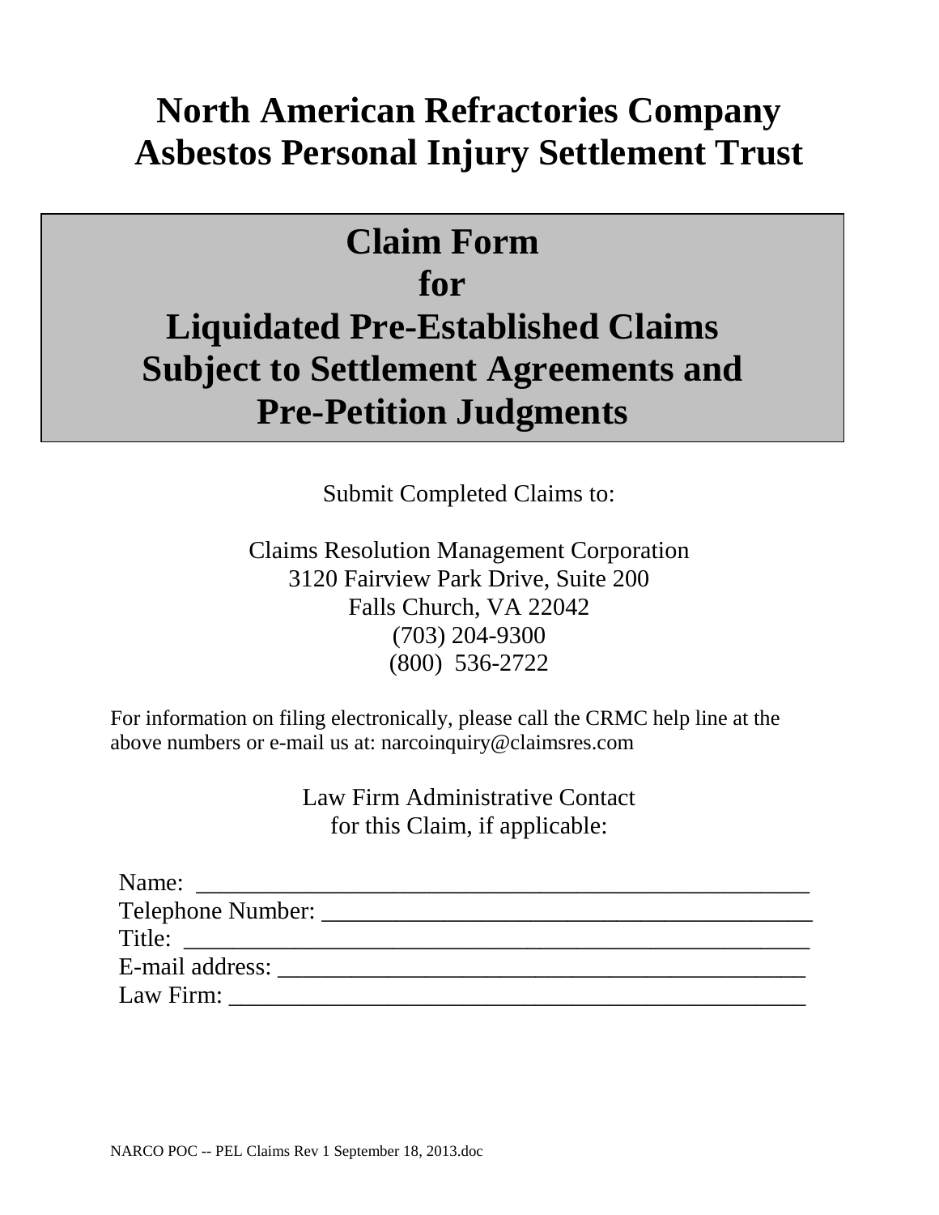# North American Refractories Company Asbestos Personal Injury Settlement Trust

## Claim Form for Liquidated Pre-Established Claims Subject to Settlement Agreements and Pre-Petition Judgments

Submit Completed Claims to:

Claims Resolution Management Corporation
3120 Fairview Park Drive, Suite 200
Falls Church, VA 22042
(703) 204-9300
(800) 536-2722

For information on filing electronically, please call the CRMC help line at the above numbers or e-mail us at: narcoinquiry@claimsres.com

Law Firm Administrative Contact
for this Claim, if applicable:

Name: ______________________________________________

Telephone Number: ______________________________________________

Title: ______________________________________________

E-mail address: ______________________________________________

Law Firm: ______________________________________________

NARCO POC -- PEL Claims Rev 1 September 18, 2013.doc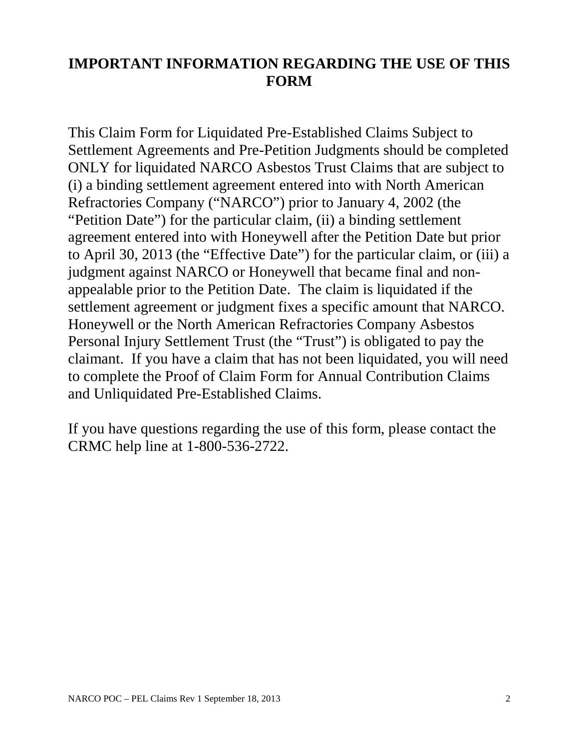## IMPORTANT INFORMATION REGARDING THE USE OF THIS FORM

This Claim Form for Liquidated Pre-Established Claims Subject to Settlement Agreements and Pre-Petition Judgments should be completed ONLY for liquidated NARCO Asbestos Trust Claims that are subject to (i) a binding settlement agreement entered into with North American Refractories Company ("NARCO") prior to January 4, 2002 (the "Petition Date") for the particular claim, (ii) a binding settlement agreement entered into with Honeywell after the Petition Date but prior to April 30, 2013 (the "Effective Date") for the particular claim, or (iii) a judgment against NARCO or Honeywell that became final and non-appealable prior to the Petition Date. The claim is liquidated if the settlement agreement or judgment fixes a specific amount that NARCO. Honeywell or the North American Refractories Company Asbestos Personal Injury Settlement Trust (the "Trust") is obligated to pay the claimant. If you have a claim that has not been liquidated, you will need to complete the Proof of Claim Form for Annual Contribution Claims and Unliquidated Pre-Established Claims.

If you have questions regarding the use of this form, please contact the CRMC help line at 1-800-536-2722.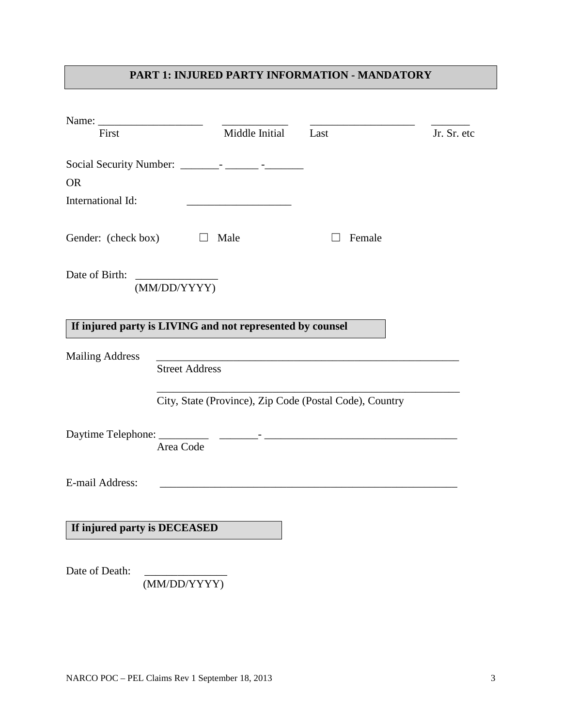## PART 1: INJURED PARTY INFORMATION - MANDATORY

Name: ___________________ ____________ ___________________ _______

First | Middle Initial | Last | Jr. Sr. etc

Social Security Number: _______- ______ -_______

OR

International Id: ___________________

Gender: (check box) ☐ Male ☐ Female

Date of Birth: _______________
(MM/DD/YYYY)

**If injured party is LIVING and not represented by counsel**

Mailing Address ________________________________________________________
Street Address

________________________________________________________
City, State (Province), Zip Code (Postal Code), Country

Daytime Telephone: _________ _______- ___________________________________
Area Code

E-mail Address: ________________________________________________________

**If injured party is DECEASED**

Date of Death: _______________
(MM/DD/YYYY)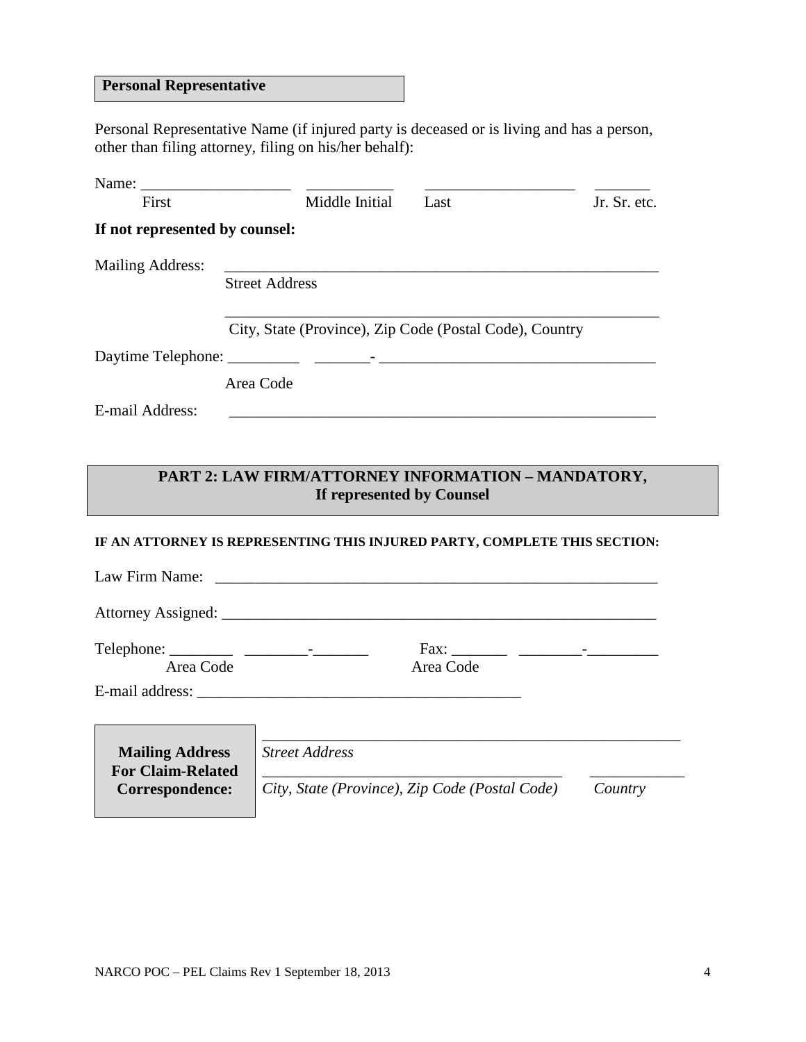**Personal Representative**

Personal Representative Name (if injured party is deceased or is living and has a person, other than filing attorney, filing on his/her behalf):

Name: ___________________ ___________ ___________________ _______

First | Middle Initial | Last | Jr. Sr. etc.

**If not represented by counsel:**

Mailing Address: ________________________________________________________

Street Address

________________________________________________________

City, State (Province), Zip Code (Postal Code), Country

Daytime Telephone: _________ _______- ___________________________________

Area Code

E-mail Address: ________________________________________________________

## PART 2: LAW FIRM/ATTORNEY INFORMATION – MANDATORY, If represented by Counsel

**IF AN ATTORNEY IS REPRESENTING THIS INJURED PARTY, COMPLETE THIS SECTION:**

Law Firm Name: ________________________________________________________

Attorney Assigned: ______________________________________________________

Telephone: ________ ________-_______ Fax: _______ ________-_________

Area Code | Area Code

E-mail address: _________________________________________

**Mailing Address For Claim-Related Correspondence:**

________________________________________________________

*Street Address*

_____________________________________ ____________

*City, State (Province), Zip Code (Postal Code)* *Country*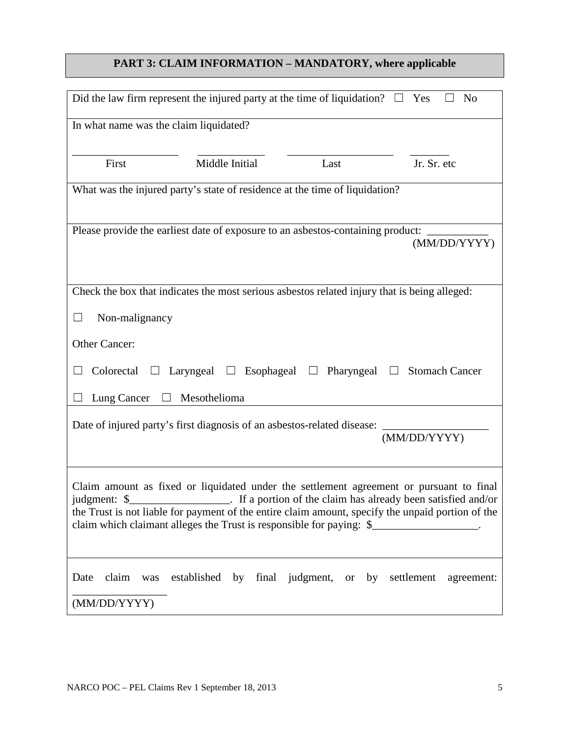## PART 3: CLAIM INFORMATION – MANDATORY, where applicable

Did the law firm represent the injured party at the time of liquidation? ☐ Yes ☐ No

In what name was the claim liquidated?

| ___________________ | ____________ | ___________________ | _______ |
|---|---|---|---|
| First | Middle Initial | Last | Jr. Sr. etc |

What was the injured party's state of residence at the time of liquidation?

Please provide the earliest date of exposure to an asbestos-containing product: ___________ (MM/DD/YYYY)

Check the box that indicates the most serious asbestos related injury that is being alleged:

☐ Non-malignancy

Other Cancer:

☐ Colorectal ☐ Laryngeal ☐ Esophageal ☐ Pharyngeal ☐ Stomach Cancer

☐ Lung Cancer ☐ Mesothelioma

Date of injured party's first diagnosis of an asbestos-related disease: ___________________ (MM/DD/YYYY)

Claim amount as fixed or liquidated under the settlement agreement or pursuant to final judgment: $__________________. If a portion of the claim has already been satisfied and/or the Trust is not liable for payment of the entire claim amount, specify the unpaid portion of the claim which claimant alleges the Trust is responsible for paying: $___________________.

Date claim was established by final judgment, or by settlement agreement: ________________ (MM/DD/YYYY)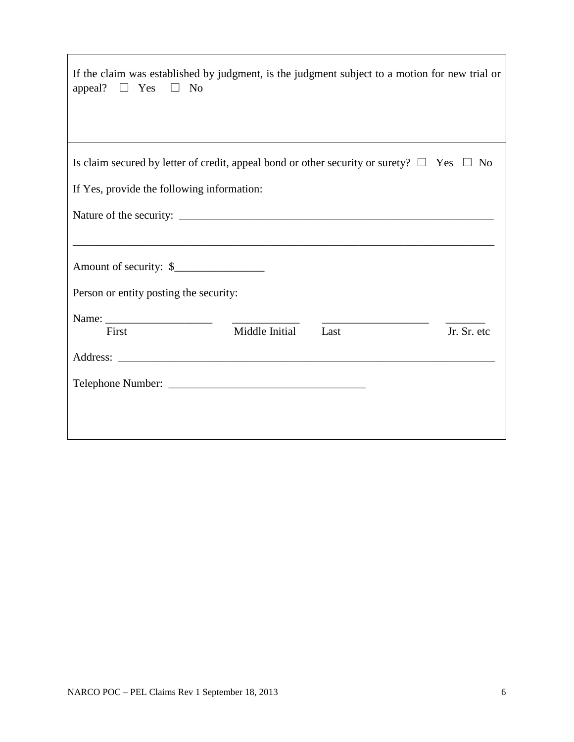If the claim was established by judgment, is the judgment subject to a motion for new trial or appeal? ☐ Yes ☐ No

Is claim secured by letter of credit, appeal bond or other security or surety? ☐ Yes ☐ No

If Yes, provide the following information:

Nature of the security: ___________________________________________________________

_____________________________________________________________________________

Amount of security: $________________

Person or entity posting the security:

Name: ___________________ ____________ ___________________ _______
First Middle Initial Last Jr. Sr. etc

Address: _____________________________________________________________________

Telephone Number: __________________________________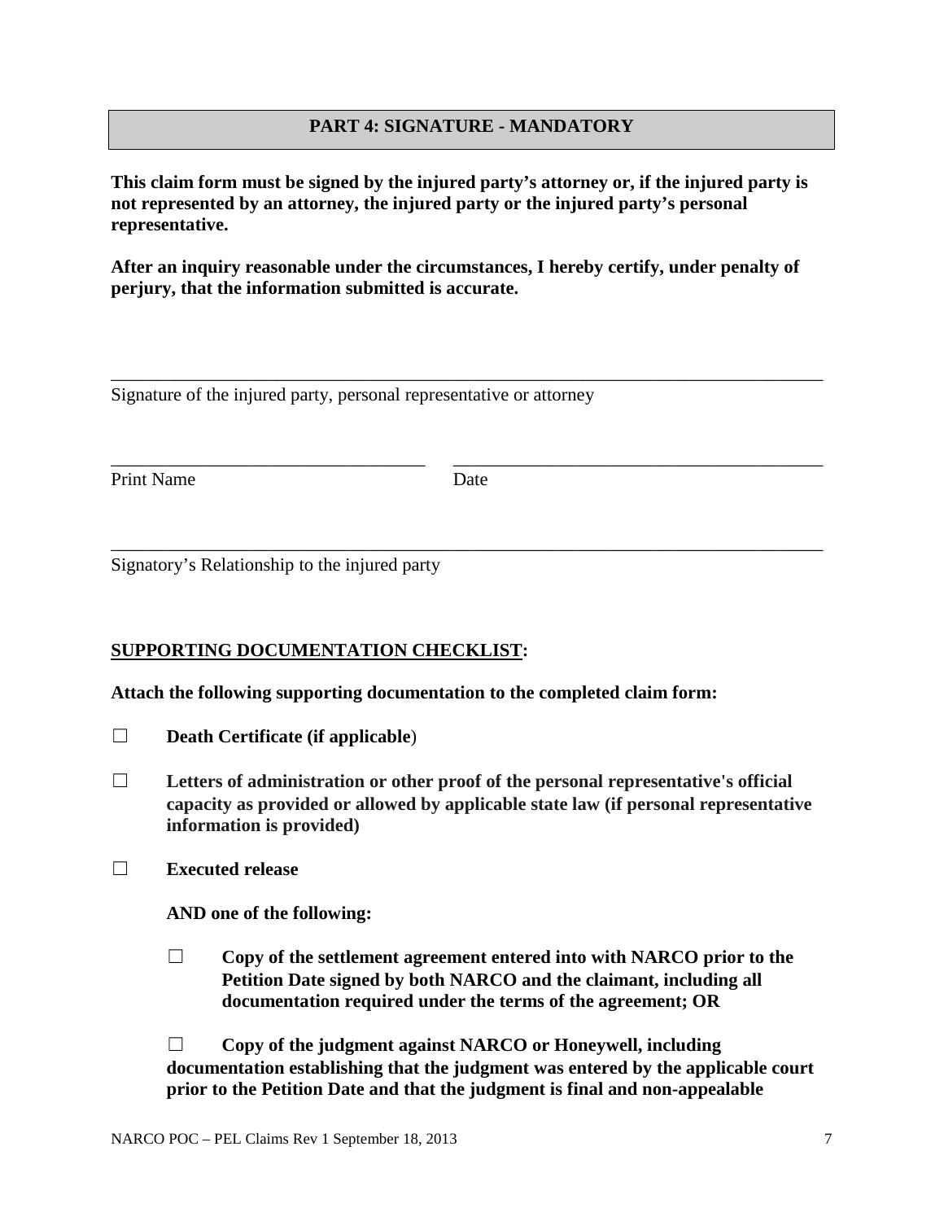## PART 4: SIGNATURE - MANDATORY

**This claim form must be signed by the injured party's attorney or, if the injured party is not represented by an attorney, the injured party or the injured party's personal representative.**

**After an inquiry reasonable under the circumstances, I hereby certify, under penalty of perjury, that the information submitted is accurate.**

\_\_\_\_\_\_\_\_\_\_\_\_\_\_\_\_\_\_\_\_\_\_\_\_\_\_\_\_\_\_\_\_\_\_\_\_\_\_\_\_\_\_\_\_\_\_\_\_\_\_\_\_\_\_\_\_\_\_\_\_\_\_\_\_\_\_\_\_\_\_

Signature of the injured party, personal representative or attorney

\_\_\_\_\_\_\_\_\_\_\_\_\_\_\_\_\_\_\_\_\_\_\_\_\_\_\_\_\_\_    \_\_\_\_\_\_\_\_\_\_\_\_\_\_\_\_\_\_\_\_\_\_\_\_\_\_\_\_\_\_\_\_\_\_\_

Print Name    Date

\_\_\_\_\_\_\_\_\_\_\_\_\_\_\_\_\_\_\_\_\_\_\_\_\_\_\_\_\_\_\_\_\_\_\_\_\_\_\_\_\_\_\_\_\_\_\_\_\_\_\_\_\_\_\_\_\_\_\_\_\_\_\_\_\_\_\_\_\_\_

Signatory's Relationship to the injured party

**<u>SUPPORTING DOCUMENTATION CHECKLIST</u>:**

**Attach the following supporting documentation to the completed claim form:**

☐ **Death Certificate (if applicable**)

☐ **Letters of administration or other proof of the personal representative's official capacity as provided or allowed by applicable state law (if personal representative information is provided)**

☐ **Executed release**

**AND one of the following:**

- ☐ **Copy of the settlement agreement entered into with NARCO prior to the Petition Date signed by both NARCO and the claimant, including all documentation required under the terms of the agreement; OR**

- ☐ **Copy of the judgment against NARCO or Honeywell, including documentation establishing that the judgment was entered by the applicable court prior to the Petition Date and that the judgment is final and non-appealable**